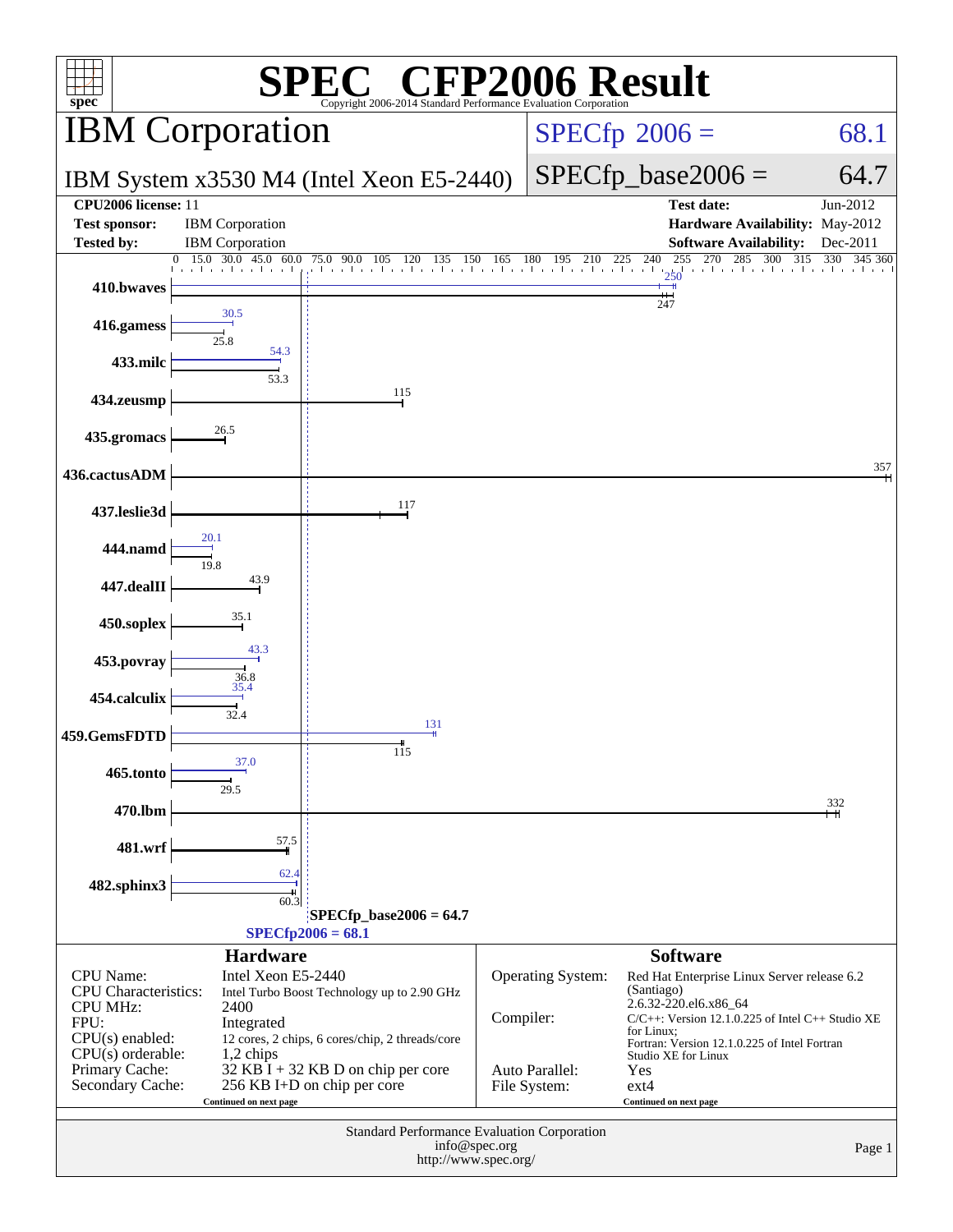# SPEC® CFP2006 Result

Copyright 2006-2014 Standard Performance Evaluation Corporation

## IBM Corporation

**IBM System x3530 M4 (Intel Xeon E5-2440)**

SPECfp 2006 = 68.1

SPECfp_base2006 = 64.7

| | | | |
|---|---|---|---|
| **CPU2006 license:** 11 | | **Test date:** | Jun-2012 |
| **Test sponsor:** | IBM Corporation | **Hardware Availability:** | May-2012 |
| **Tested by:** | IBM Corporation | **Software Availability:** | Dec-2011 |

| Benchmark | Peak | Base |
|---|---|---|
| 410.bwaves | 250 | 247 |
| 416.gamess | 30.5 | 25.8 |
| 433.milc | 54.3 | 53.3 |
| 434.zeusmp | | 115 |
| 435.gromacs | | 26.5 |
| 436.cactusADM | | 357 |
| 437.leslie3d | | 117 |
| 444.namd | 20.1 | 19.8 |
| 447.dealII | | 43.9 |
| 450.soplex | | 35.1 |
| 453.povray | 43.3 | 36.8 |
| 454.calculix | 35.4 | 32.4 |
| 459.GemsFDTD | 131 | 115 |
| 465.tonto | 37.0 | 29.5 |
| 470.lbm | | 332 |
| 481.wrf | | 57.5 |
| 482.sphinx3 | 62.4 | 60.3 |

SPECfp_base2006 = 64.7

SPECfp2006 = 68.1

### Hardware

| | |
|---|---|
| CPU Name: | Intel Xeon E5-2440 |
| CPU Characteristics: | Intel Turbo Boost Technology up to 2.90 GHz |
| CPU MHz: | 2400 |
| FPU: | Integrated |
| CPU(s) enabled: | 12 cores, 2 chips, 6 cores/chip, 2 threads/core |
| CPU(s) orderable: | 1,2 chips |
| Primary Cache: | 32 KB I + 32 KB D on chip per core |
| Secondary Cache: | 256 KB I+D on chip per core |

Continued on next page

### Software

| | |
|---|---|
| Operating System: | Red Hat Enterprise Linux Server release 6.2 (Santiago) 2.6.32-220.el6.x86_64 |
| Compiler: | C/C++: Version 12.1.0.225 of Intel C++ Studio XE for Linux; Fortran: Version 12.1.0.225 of Intel Fortran Studio XE for Linux |
| Auto Parallel: | Yes |
| File System: | ext4 |

Continued on next page

Standard Performance Evaluation Corporation
info@spec.org
http://www.spec.org/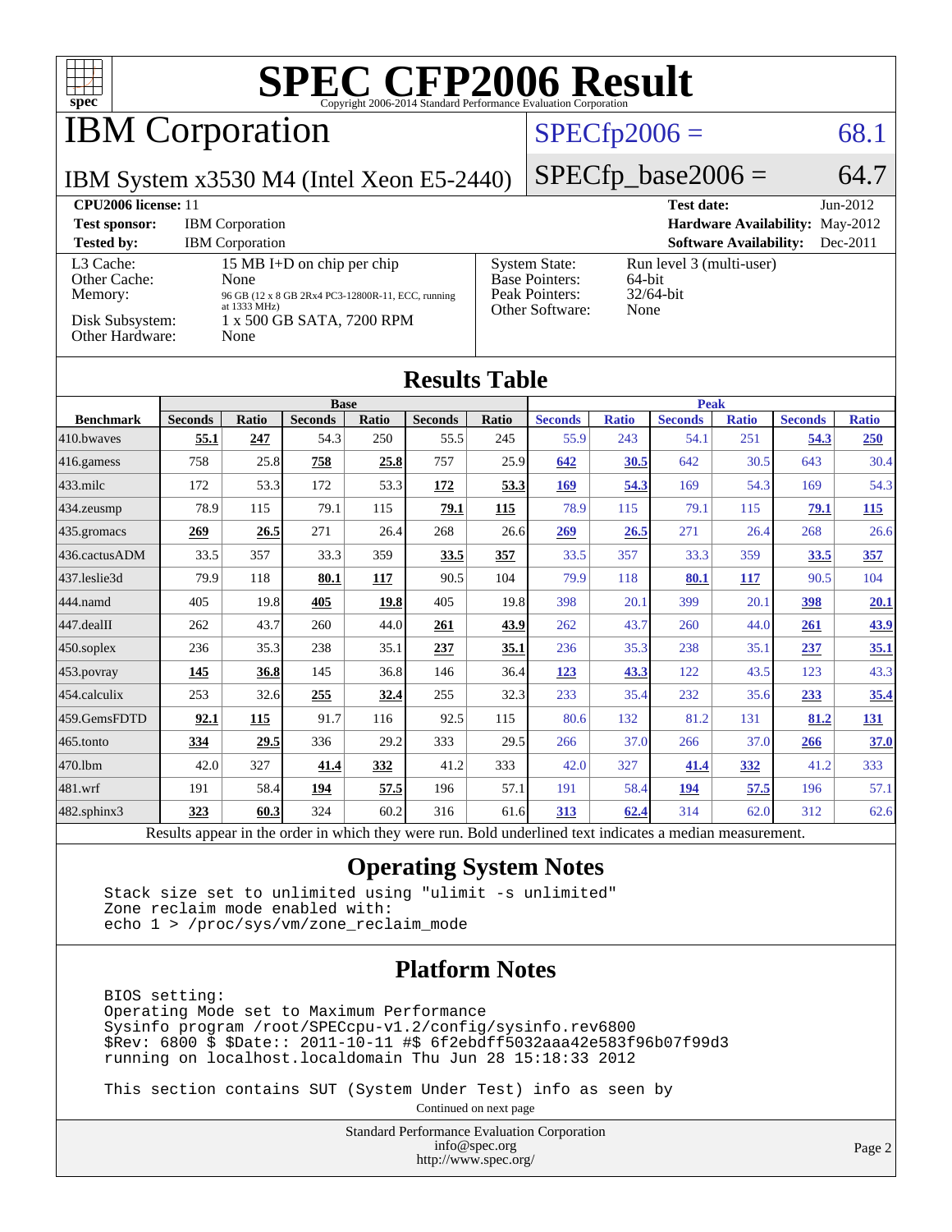# SPEC CFP2006 Result

Copyright 2006-2014 Standard Performance Evaluation Corporation

## IBM Corporation

IBM System x3530 M4 (Intel Xeon E5-2440)

SPECfp2006 = 68.1

SPECfp_base2006 = 64.7

| | | | |
|---|---|---|---|
| **CPU2006 license:** 11 | | **Test date:** | Jun-2012 |
| **Test sponsor:** | IBM Corporation | **Hardware Availability:** | May-2012 |
| **Tested by:** | IBM Corporation | **Software Availability:** | Dec-2011 |

| | | | |
|---|---|---|---|
| L3 Cache: | 15 MB I+D on chip per chip | System State: | Run level 3 (multi-user) |
| Other Cache: | None | Base Pointers: | 64-bit |
| Memory: | 96 GB (12 x 8 GB 2Rx4 PC3-12800R-11, ECC, running at 1333 MHz) | Peak Pointers: | 32/64-bit |
| Disk Subsystem: | 1 x 500 GB SATA, 7200 RPM | Other Software: | None |
| Other Hardware: | None | | |

## Results Table

| Benchmark | Base | | | | | | Peak | | | | | |
|---|---|---|---|---|---|---|---|---|---|---|---|---|
| | Seconds | Ratio | Seconds | Ratio | Seconds | Ratio | Seconds | Ratio | Seconds | Ratio | Seconds | Ratio |
| 410.bwaves | **55.1** | **247** | 54.3 | 250 | 55.5 | 245 | 55.9 | 243 | 54.1 | 251 | **54.3** | **250** |
| 416.gamess | 758 | 25.8 | **758** | **25.8** | 757 | 25.9 | **642** | **30.5** | 642 | 30.5 | 643 | 30.4 |
| 433.milc | 172 | 53.3 | 172 | 53.3 | **172** | **53.3** | **169** | **54.3** | 169 | 54.3 | 169 | 54.3 |
| 434.zeusmp | 78.9 | 115 | 79.1 | 115 | **79.1** | **115** | 78.9 | 115 | 79.1 | 115 | **79.1** | **115** |
| 435.gromacs | **269** | **26.5** | 271 | 26.4 | 268 | 26.6 | **269** | **26.5** | 271 | 26.4 | 268 | 26.6 |
| 436.cactusADM | 33.5 | 357 | 33.3 | 359 | **33.5** | **357** | 33.5 | 357 | 33.3 | 359 | **33.5** | **357** |
| 437.leslie3d | 79.9 | 118 | **80.1** | **117** | 90.5 | 104 | 79.9 | 118 | **80.1** | **117** | 90.5 | 104 |
| 444.namd | 405 | 19.8 | **405** | **19.8** | 405 | 19.8 | 398 | 20.1 | 399 | 20.1 | **398** | **20.1** |
| 447.dealII | 262 | 43.7 | 260 | 44.0 | **261** | **43.9** | 262 | 43.7 | 260 | 44.0 | **261** | **43.9** |
| 450.soplex | 236 | 35.3 | 238 | 35.1 | **237** | **35.1** | 236 | 35.3 | 238 | 35.1 | **237** | **35.1** |
| 453.povray | **145** | **36.8** | 145 | 36.8 | 146 | 36.4 | **123** | **43.3** | 122 | 43.5 | 123 | 43.3 |
| 454.calculix | 253 | 32.6 | **255** | **32.4** | 255 | 32.3 | 233 | 35.4 | 232 | 35.6 | **233** | **35.4** |
| 459.GemsFDTD | **92.1** | **115** | 91.7 | 116 | 92.5 | 115 | 80.6 | 132 | 81.2 | 131 | **81.2** | **131** |
| 465.tonto | **334** | **29.5** | 336 | 29.2 | 333 | 29.5 | 266 | 37.0 | 266 | 37.0 | **266** | **37.0** |
| 470.lbm | 42.0 | 327 | **41.4** | **332** | 41.2 | 333 | 42.0 | 327 | **41.4** | **332** | 41.2 | 333 |
| 481.wrf | 191 | 58.4 | **194** | **57.5** | 196 | 57.1 | 191 | 58.4 | **194** | **57.5** | 196 | 57.1 |
| 482.sphinx3 | **323** | **60.3** | 324 | 60.2 | 316 | 61.6 | **313** | **62.4** | 314 | 62.0 | 312 | 62.6 |

Results appear in the order in which they were run. Bold underlined text indicates a median measurement.

## Operating System Notes

```
Stack size set to unlimited using "ulimit -s unlimited"
Zone reclaim mode enabled with:
echo 1 > /proc/sys/vm/zone_reclaim_mode
```

## Platform Notes

```
BIOS setting:
Operating Mode set to Maximum Performance
Sysinfo program /root/SPECcpu-v1.2/config/sysinfo.rev6800
$Rev: 6800 $ $Date:: 2011-10-11 #$ 6f2ebdff5032aaa42e583f96b07f99d3
running on localhost.localdomain Thu Jun 28 15:18:33 2012

This section contains SUT (System Under Test) info as seen by
```

Continued on next page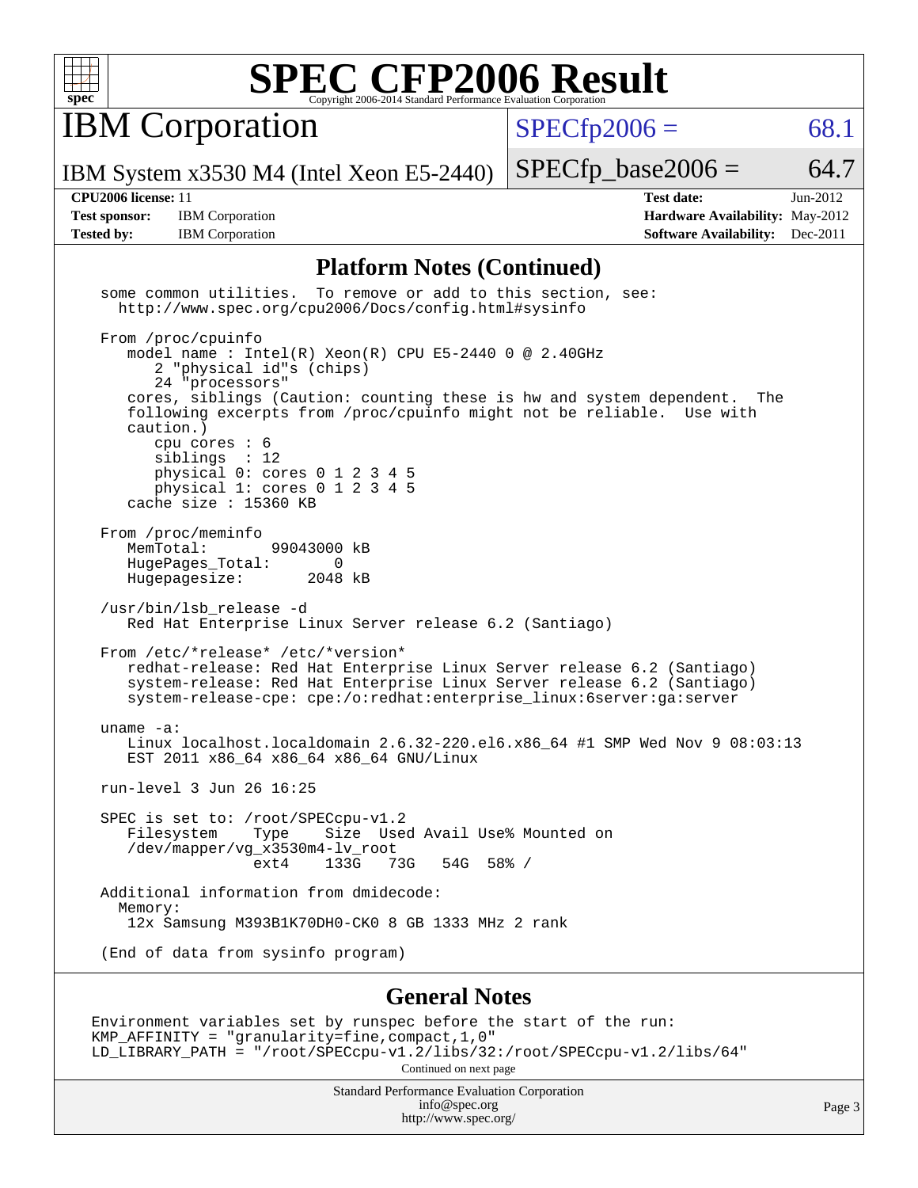# SPEC CFP2006 Result

Copyright 2006-2014 Standard Performance Evaluation Corporation

**IBM Corporation**

IBM System x3530 M4 (Intel Xeon E5-2440)

SPECfp2006 = 68.1

SPECfp_base2006 = 64.7

**CPU2006 license:** 11

**Test sponsor:** IBM Corporation

**Tested by:** IBM Corporation

**Test date:** Jun-2012

**Hardware Availability:** May-2012

**Software Availability:** Dec-2011

## Platform Notes (Continued)

```
some common utilities.  To remove or add to this section, see:
  http://www.spec.org/cpu2006/Docs/config.html#sysinfo

From /proc/cpuinfo
   model name : Intel(R) Xeon(R) CPU E5-2440 0 @ 2.40GHz
      2 "physical id"s (chips)
      24 "processors"
   cores, siblings (Caution: counting these is hw and system dependent.  The
   following excerpts from /proc/cpuinfo might not be reliable.  Use with
   caution.)
      cpu cores : 6
      siblings  : 12
      physical 0: cores 0 1 2 3 4 5
      physical 1: cores 0 1 2 3 4 5
   cache size : 15360 KB

From /proc/meminfo
   MemTotal:       99043000 kB
   HugePages_Total:       0
   Hugepagesize:       2048 kB

/usr/bin/lsb_release -d
   Red Hat Enterprise Linux Server release 6.2 (Santiago)

From /etc/*release* /etc/*version*
   redhat-release: Red Hat Enterprise Linux Server release 6.2 (Santiago)
   system-release: Red Hat Enterprise Linux Server release 6.2 (Santiago)
   system-release-cpe: cpe:/o:redhat:enterprise_linux:6server:ga:server

uname -a:
   Linux localhost.localdomain 2.6.32-220.el6.x86_64 #1 SMP Wed Nov 9 08:03:13
   EST 2011 x86_64 x86_64 x86_64 GNU/Linux

run-level 3 Jun 26 16:25

SPEC is set to: /root/SPECcpu-v1.2
   Filesystem    Type    Size  Used Avail Use% Mounted on
   /dev/mapper/vg_x3530m4-lv_root
                 ext4    133G   73G   54G  58% /

Additional information from dmidecode:
  Memory:
   12x Samsung M393B1K70DH0-CK0 8 GB 1333 MHz 2 rank

(End of data from sysinfo program)
```

## General Notes

```
Environment variables set by runspec before the start of the run:
KMP_AFFINITY = "granularity=fine,compact,1,0"
LD_LIBRARY_PATH = "/root/SPECcpu-v1.2/libs/32:/root/SPECcpu-v1.2/libs/64"
```

Continued on next page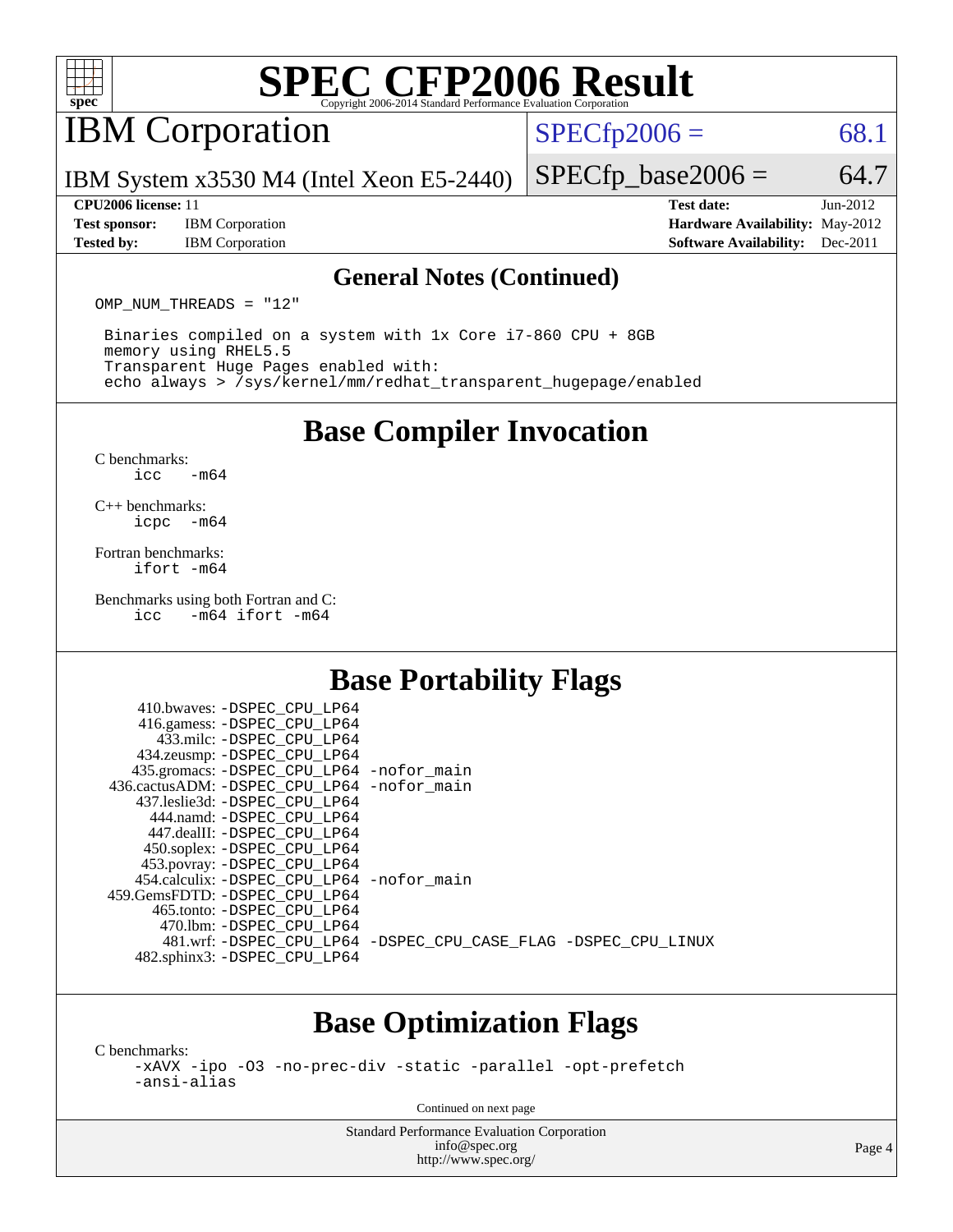# SPEC CFP2006 Result

Copyright 2006-2014 Standard Performance Evaluation Corporation

## IBM Corporation

IBM System x3530 M4 (Intel Xeon E5-2440)

SPECfp2006 = 68.1

SPECfp_base2006 = 64.7

| | | | |
|---|---|---|---|
| **CPU2006 license:** 11 | | **Test date:** | Jun-2012 |
| **Test sponsor:** | IBM Corporation | **Hardware Availability:** | May-2012 |
| **Tested by:** | IBM Corporation | **Software Availability:** | Dec-2011 |

### General Notes (Continued)

```
OMP_NUM_THREADS = "12"

 Binaries compiled on a system with 1x Core i7-860 CPU + 8GB
 memory using RHEL5.5
 Transparent Huge Pages enabled with:
 echo always > /sys/kernel/mm/redhat_transparent_hugepage/enabled
```

## Base Compiler Invocation

C benchmarks:
```
icc   -m64
```

C++ benchmarks:
```
icpc  -m64
```

Fortran benchmarks:
```
ifort -m64
```

Benchmarks using both Fortran and C:
```
icc   -m64 ifort -m64
```

## Base Portability Flags

```
     410.bwaves: -DSPEC_CPU_LP64
     416.gamess: -DSPEC_CPU_LP64
       433.milc: -DSPEC_CPU_LP64
     434.zeusmp: -DSPEC_CPU_LP64
    435.gromacs: -DSPEC_CPU_LP64 -nofor_main
 436.cactusADM: -DSPEC_CPU_LP64 -nofor_main
    437.leslie3d: -DSPEC_CPU_LP64
      444.namd: -DSPEC_CPU_LP64
     447.dealII: -DSPEC_CPU_LP64
     450.soplex: -DSPEC_CPU_LP64
     453.povray: -DSPEC_CPU_LP64
    454.calculix: -DSPEC_CPU_LP64 -nofor_main
 459.GemsFDTD: -DSPEC_CPU_LP64
      465.tonto: -DSPEC_CPU_LP64
       470.lbm: -DSPEC_CPU_LP64
       481.wrf: -DSPEC_CPU_LP64 -DSPEC_CPU_CASE_FLAG -DSPEC_CPU_LINUX
    482.sphinx3: -DSPEC_CPU_LP64
```

## Base Optimization Flags

C benchmarks:
```
-xAVX -ipo -O3 -no-prec-div -static -parallel -opt-prefetch
-ansi-alias
```

Continued on next page

Standard Performance Evaluation Corporation
info@spec.org
http://www.spec.org/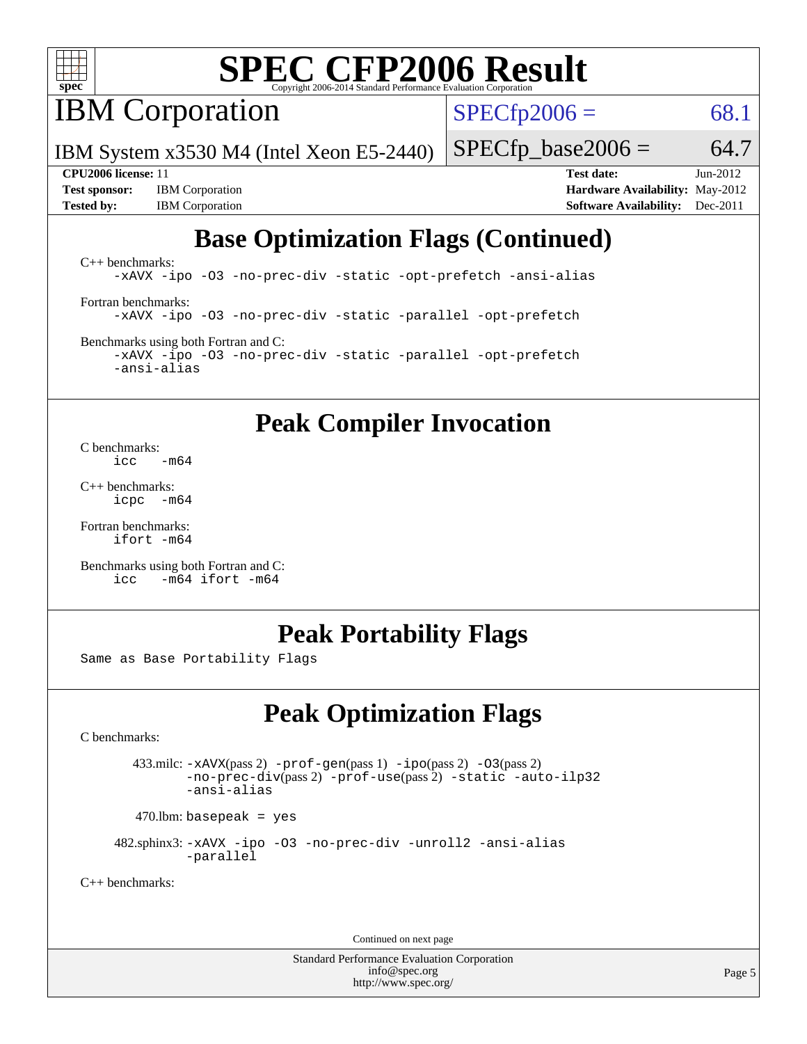## Base Optimization Flags (Continued)

C++ benchmarks:

```
-xAVX -ipo -O3 -no-prec-div -static -opt-prefetch -ansi-alias
```

Fortran benchmarks:

```
-xAVX -ipo -O3 -no-prec-div -static -parallel -opt-prefetch
```

Benchmarks using both Fortran and C:

```
-xAVX -ipo -O3 -no-prec-div -static -parallel -opt-prefetch
-ansi-alias
```

## Peak Compiler Invocation

C benchmarks:

```
icc   -m64
```

C++ benchmarks:

```
icpc  -m64
```

Fortran benchmarks:

```
ifort -m64
```

Benchmarks using both Fortran and C:

```
icc   -m64 ifort -m64
```

## Peak Portability Flags

Same as Base Portability Flags

## Peak Optimization Flags

C benchmarks:

433.milc: -xAVX(pass 2) -prof-gen(pass 1) -ipo(pass 2) -O3(pass 2) -no-prec-div(pass 2) -prof-use(pass 2) -static -auto-ilp32 -ansi-alias

470.lbm: basepeak = yes

482.sphinx3: -xAVX -ipo -O3 -no-prec-div -unroll2 -ansi-alias -parallel

C++ benchmarks:

Continued on next page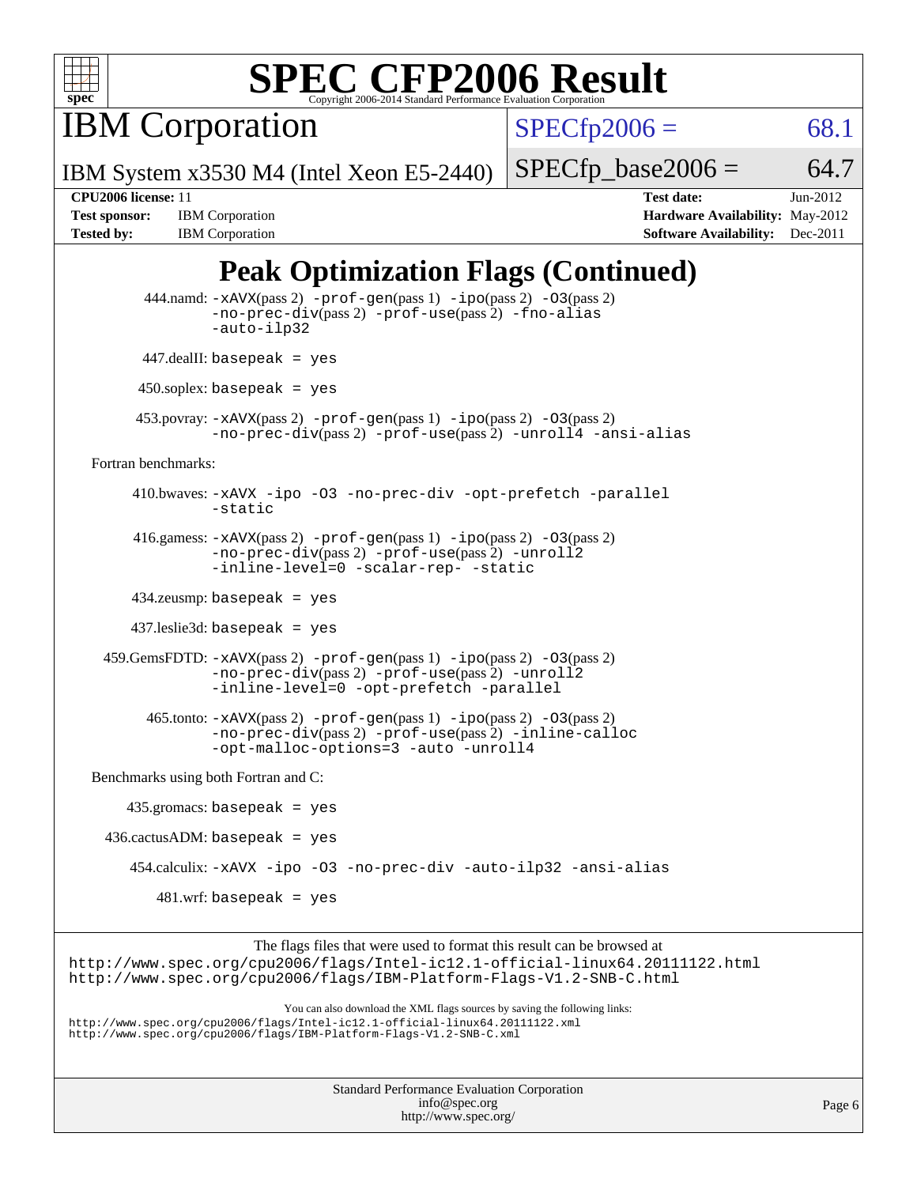# SPEC CFP2006 Result

Copyright 2006-2014 Standard Performance Evaluation Corporation

**IBM Corporation**

IBM System x3530 M4 (Intel Xeon E5-2440)

SPECfp2006 = 68.1

SPECfp_base2006 = 64.7

**CPU2006 license:** 11
**Test sponsor:** IBM Corporation
**Tested by:** IBM Corporation

**Test date:** Jun-2012
**Hardware Availability:** May-2012
**Software Availability:** Dec-2011

## Peak Optimization Flags (Continued)

444.namd: -xAVX(pass 2) -prof-gen(pass 1) -ipo(pass 2) -O3(pass 2) -no-prec-div(pass 2) -prof-use(pass 2) -fno-alias -auto-ilp32

447.dealII: basepeak = yes

450.soplex: basepeak = yes

453.povray: -xAVX(pass 2) -prof-gen(pass 1) -ipo(pass 2) -O3(pass 2) -no-prec-div(pass 2) -prof-use(pass 2) -unroll4 -ansi-alias

Fortran benchmarks:

410.bwaves: -xAVX -ipo -O3 -no-prec-div -opt-prefetch -parallel -static

416.gamess: -xAVX(pass 2) -prof-gen(pass 1) -ipo(pass 2) -O3(pass 2) -no-prec-div(pass 2) -prof-use(pass 2) -unroll2 -inline-level=0 -scalar-rep- -static

434.zeusmp: basepeak = yes

437.leslie3d: basepeak = yes

459.GemsFDTD: -xAVX(pass 2) -prof-gen(pass 1) -ipo(pass 2) -O3(pass 2) -no-prec-div(pass 2) -prof-use(pass 2) -unroll2 -inline-level=0 -opt-prefetch -parallel

465.tonto: -xAVX(pass 2) -prof-gen(pass 1) -ipo(pass 2) -O3(pass 2) -no-prec-div(pass 2) -prof-use(pass 2) -inline-calloc -opt-malloc-options=3 -auto -unroll4

Benchmarks using both Fortran and C:

435.gromacs: basepeak = yes

436.cactusADM: basepeak = yes

454.calculix: -xAVX -ipo -O3 -no-prec-div -auto-ilp32 -ansi-alias

481.wrf: basepeak = yes

The flags files that were used to format this result can be browsed at
http://www.spec.org/cpu2006/flags/Intel-ic12.1-official-linux64.20111122.html
http://www.spec.org/cpu2006/flags/IBM-Platform-Flags-V1.2-SNB-C.html

You can also download the XML flags sources by saving the following links:
http://www.spec.org/cpu2006/flags/Intel-ic12.1-official-linux64.20111122.xml
http://www.spec.org/cpu2006/flags/IBM-Platform-Flags-V1.2-SNB-C.xml

Standard Performance Evaluation Corporation
info@spec.org
http://www.spec.org/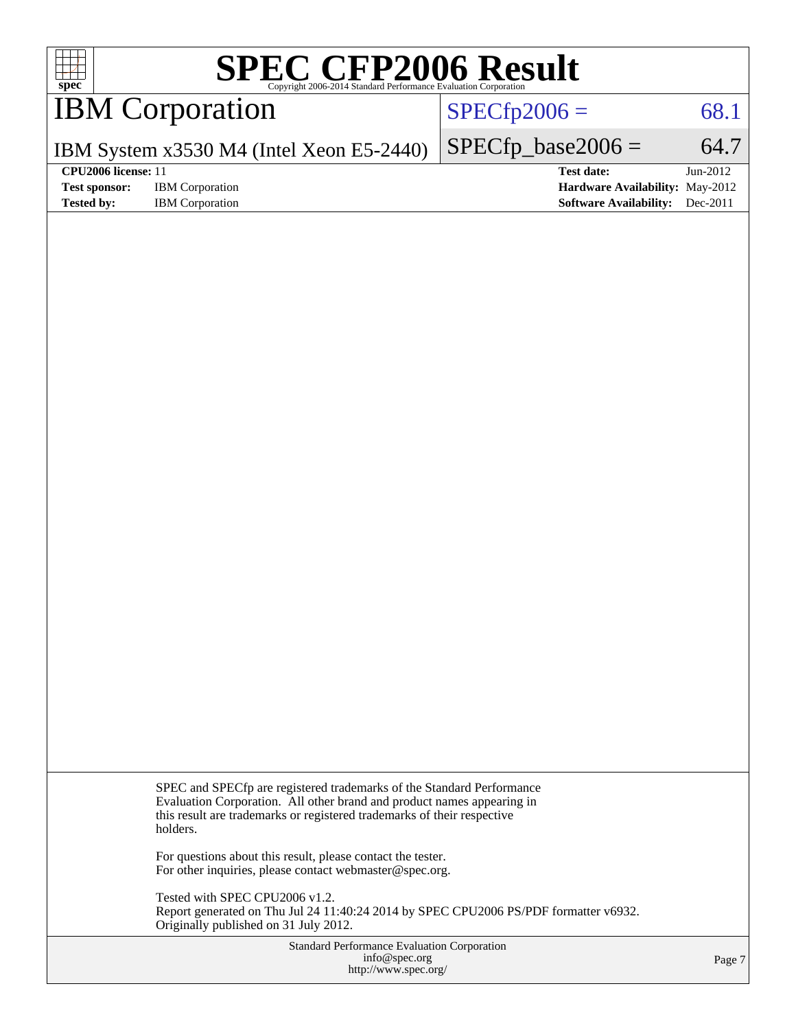SPEC and SPECfp are registered trademarks of the Standard Performance Evaluation Corporation. All other brand and product names appearing in this result are trademarks or registered trademarks of their respective holders.

For questions about this result, please contact the tester.
For other inquiries, please contact webmaster@spec.org.

Tested with SPEC CPU2006 v1.2.
Report generated on Thu Jul 24 11:40:24 2014 by SPEC CPU2006 PS/PDF formatter v6932.
Originally published on 31 July 2012.